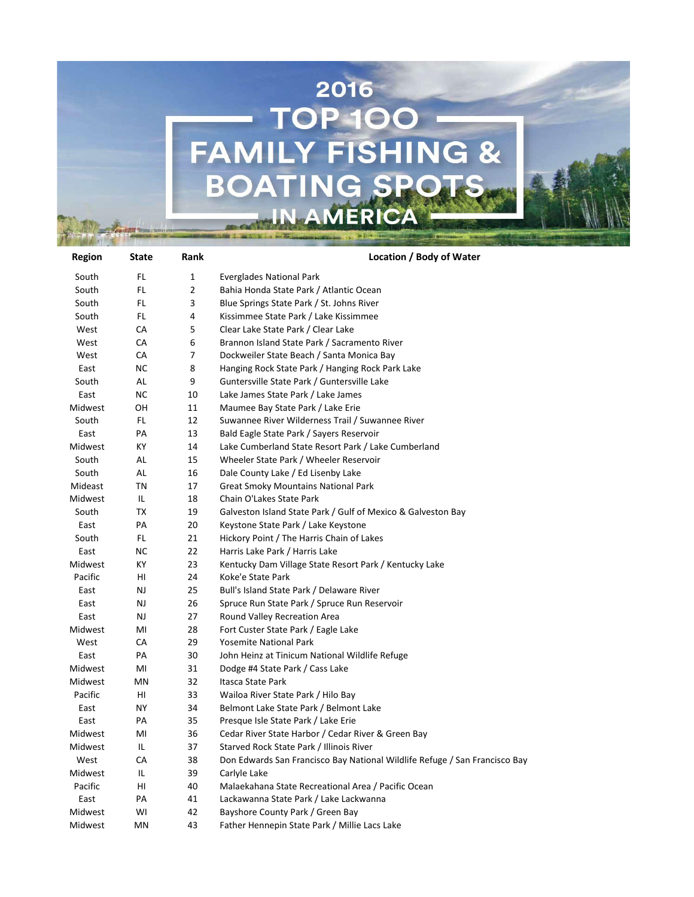# 2016 TOP 100 FAMILY FISHING & BOATING SPOTS IN AMERICA

| Region | State | Rank | Location / Body of Water |
|---|---|---|---|
| South | FL | 1 | Everglades National Park |
| South | FL | 2 | Bahia Honda State Park / Atlantic Ocean |
| South | FL | 3 | Blue Springs State Park / St. Johns River |
| South | FL | 4 | Kissimmee State Park / Lake Kissimmee |
| West | CA | 5 | Clear Lake State Park / Clear Lake |
| West | CA | 6 | Brannon Island State Park / Sacramento River |
| West | CA | 7 | Dockweiler State Beach / Santa Monica Bay |
| East | NC | 8 | Hanging Rock State Park / Hanging Rock Park Lake |
| South | AL | 9 | Guntersville State Park / Guntersville Lake |
| East | NC | 10 | Lake James State Park / Lake James |
| Midwest | OH | 11 | Maumee Bay State Park / Lake Erie |
| South | FL | 12 | Suwannee River Wilderness Trail / Suwannee River |
| East | PA | 13 | Bald Eagle State Park / Sayers Reservoir |
| Midwest | KY | 14 | Lake Cumberland State Resort Park / Lake Cumberland |
| South | AL | 15 | Wheeler State Park / Wheeler Reservoir |
| South | AL | 16 | Dale County Lake / Ed Lisenby Lake |
| Mideast | TN | 17 | Great Smoky Mountains National Park |
| Midwest | IL | 18 | Chain O'Lakes State Park |
| South | TX | 19 | Galveston Island State Park / Gulf of Mexico & Galveston Bay |
| East | PA | 20 | Keystone State Park / Lake Keystone |
| South | FL | 21 | Hickory Point / The Harris Chain of Lakes |
| East | NC | 22 | Harris Lake Park / Harris Lake |
| Midwest | KY | 23 | Kentucky Dam Village State Resort Park / Kentucky Lake |
| Pacific | HI | 24 | Koke'e State Park |
| East | NJ | 25 | Bull's Island State Park / Delaware River |
| East | NJ | 26 | Spruce Run State Park / Spruce Run Reservoir |
| East | NJ | 27 | Round Valley Recreation Area |
| Midwest | MI | 28 | Fort Custer State Park / Eagle Lake |
| West | CA | 29 | Yosemite National Park |
| East | PA | 30 | John Heinz at Tinicum National Wildlife Refuge |
| Midwest | MI | 31 | Dodge #4 State Park / Cass Lake |
| Midwest | MN | 32 | Itasca State Park |
| Pacific | HI | 33 | Wailoa River State Park / Hilo Bay |
| East | NY | 34 | Belmont Lake State Park / Belmont Lake |
| East | PA | 35 | Presque Isle State Park / Lake Erie |
| Midwest | MI | 36 | Cedar River State Harbor / Cedar River & Green Bay |
| Midwest | IL | 37 | Starved Rock State Park / Illinois River |
| West | CA | 38 | Don Edwards San Francisco Bay National Wildlife Refuge / San Francisco Bay |
| Midwest | IL | 39 | Carlyle Lake |
| Pacific | HI | 40 | Malaekahana State Recreational Area / Pacific Ocean |
| East | PA | 41 | Lackawanna State Park / Lake Lackawanna |
| Midwest | WI | 42 | Bayshore County Park / Green Bay |
| Midwest | MN | 43 | Father Hennepin State Park / Millie Lacs Lake |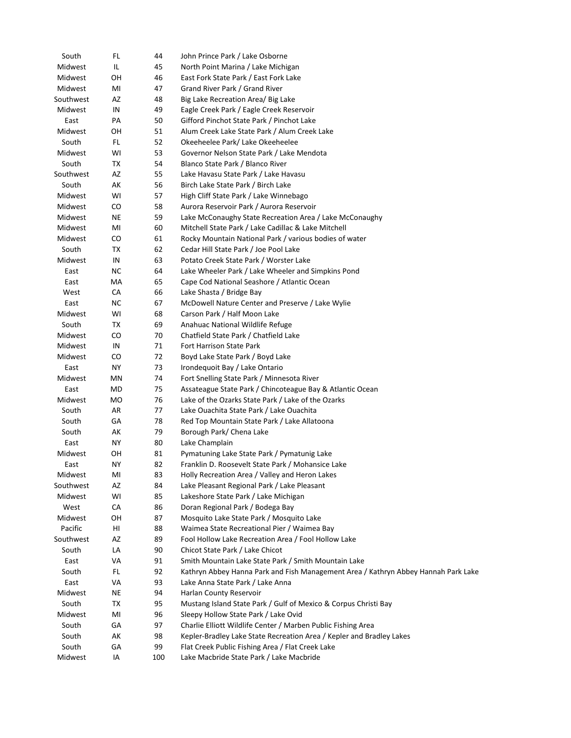| | | | |
|---|---|---|---|
| South | FL | 44 | John Prince Park / Lake Osborne |
| Midwest | IL | 45 | North Point Marina / Lake Michigan |
| Midwest | OH | 46 | East Fork State Park / East Fork Lake |
| Midwest | MI | 47 | Grand River Park / Grand River |
| Southwest | AZ | 48 | Big Lake Recreation Area/ Big Lake |
| Midwest | IN | 49 | Eagle Creek Park / Eagle Creek Reservoir |
| East | PA | 50 | Gifford Pinchot State Park / Pinchot Lake |
| Midwest | OH | 51 | Alum Creek Lake State Park / Alum Creek Lake |
| South | FL | 52 | Okeeheelee Park/ Lake Okeeheelee |
| Midwest | WI | 53 | Governor Nelson State Park / Lake Mendota |
| South | TX | 54 | Blanco State Park / Blanco River |
| Southwest | AZ | 55 | Lake Havasu State Park / Lake Havasu |
| South | AK | 56 | Birch Lake State Park / Birch Lake |
| Midwest | WI | 57 | High Cliff State Park / Lake Winnebago |
| Midwest | CO | 58 | Aurora Reservoir Park / Aurora Reservoir |
| Midwest | NE | 59 | Lake McConaughy State Recreation Area / Lake McConaughy |
| Midwest | MI | 60 | Mitchell State Park / Lake Cadillac & Lake Mitchell |
| Midwest | CO | 61 | Rocky Mountain National Park / various bodies of water |
| South | TX | 62 | Cedar Hill State Park / Joe Pool Lake |
| Midwest | IN | 63 | Potato Creek State Park / Worster Lake |
| East | NC | 64 | Lake Wheeler Park / Lake Wheeler and Simpkins Pond |
| East | MA | 65 | Cape Cod National Seashore / Atlantic Ocean |
| West | CA | 66 | Lake Shasta / Bridge Bay |
| East | NC | 67 | McDowell Nature Center and Preserve / Lake Wylie |
| Midwest | WI | 68 | Carson Park / Half Moon Lake |
| South | TX | 69 | Anahuac National Wildlife Refuge |
| Midwest | CO | 70 | Chatfield State Park / Chatfield Lake |
| Midwest | IN | 71 | Fort Harrison State Park |
| Midwest | CO | 72 | Boyd Lake State Park / Boyd Lake |
| East | NY | 73 | Irondequoit Bay / Lake Ontario |
| Midwest | MN | 74 | Fort Snelling State Park / Minnesota River |
| East | MD | 75 | Assateague State Park / Chincoteague Bay & Atlantic Ocean |
| Midwest | MO | 76 | Lake of the Ozarks State Park / Lake of the Ozarks |
| South | AR | 77 | Lake Ouachita State Park / Lake Ouachita |
| South | GA | 78 | Red Top Mountain State Park / Lake Allatoona |
| South | AK | 79 | Borough Park/ Chena Lake |
| East | NY | 80 | Lake Champlain |
| Midwest | OH | 81 | Pymatuning Lake State Park / Pymatunig Lake |
| East | NY | 82 | Franklin D. Roosevelt State Park / Mohansice Lake |
| Midwest | MI | 83 | Holly Recreation Area / Valley and Heron Lakes |
| Southwest | AZ | 84 | Lake Pleasant Regional Park / Lake Pleasant |
| Midwest | WI | 85 | Lakeshore State Park / Lake Michigan |
| West | CA | 86 | Doran Regional Park / Bodega Bay |
| Midwest | OH | 87 | Mosquito Lake State Park / Mosquito Lake |
| Pacific | HI | 88 | Waimea State Recreational Pier / Waimea Bay |
| Southwest | AZ | 89 | Fool Hollow Lake Recreation Area / Fool Hollow Lake |
| South | LA | 90 | Chicot State Park / Lake Chicot |
| East | VA | 91 | Smith Mountain Lake State Park / Smith Mountain Lake |
| South | FL | 92 | Kathryn Abbey Hanna Park and Fish Management Area / Kathryn Abbey Hannah Park Lake |
| East | VA | 93 | Lake Anna State Park / Lake Anna |
| Midwest | NE | 94 | Harlan County Reservoir |
| South | TX | 95 | Mustang Island State Park / Gulf of Mexico & Corpus Christi Bay |
| Midwest | MI | 96 | Sleepy Hollow State Park / Lake Ovid |
| South | GA | 97 | Charlie Elliott Wildlife Center / Marben Public Fishing Area |
| South | AK | 98 | Kepler-Bradley Lake State Recreation Area / Kepler and Bradley Lakes |
| South | GA | 99 | Flat Creek Public Fishing Area / Flat Creek Lake |
| Midwest | IA | 100 | Lake Macbride State Park / Lake Macbride |